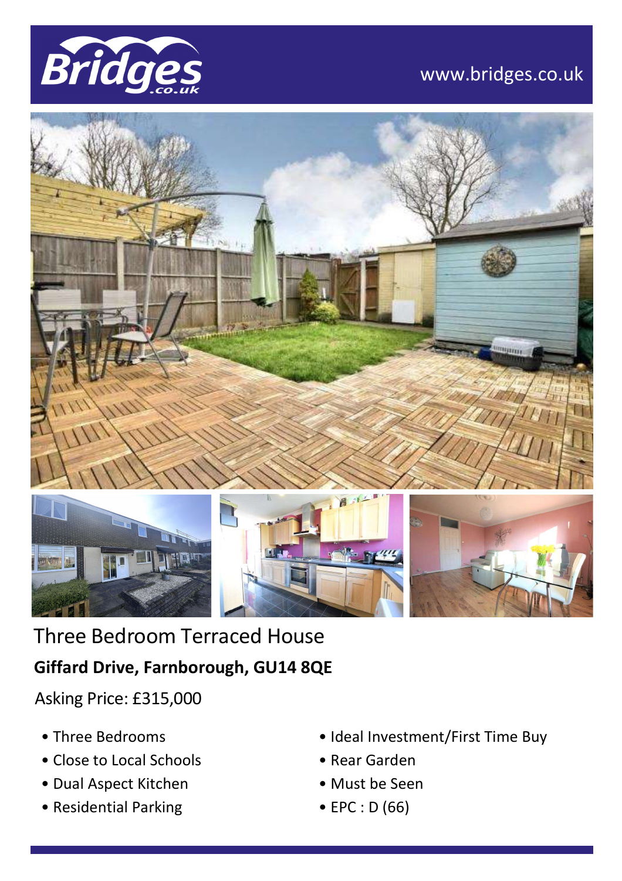Bridges.co.uk

www.bridges.co.uk

# Three Bedroom Terraced House

**Giffard Drive, Farnborough, GU14 8QE**

Asking Price: £315,000

- Three Bedrooms
- Close to Local Schools
- Dual Aspect Kitchen
- Residential Parking
- Ideal Investment/First Time Buy
- Rear Garden
- Must be Seen
- EPC : D (66)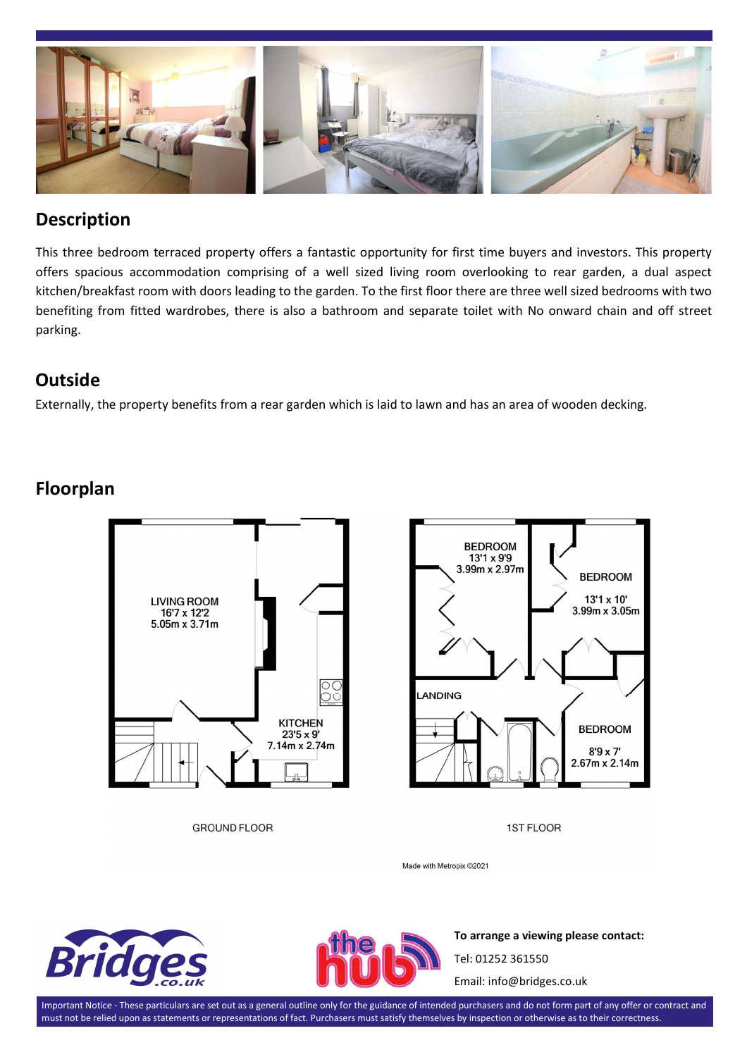## Description

This three bedroom terraced property offers a fantastic opportunity for first time buyers and investors. This property offers spacious accommodation comprising of a well sized living room overlooking to rear garden, a dual aspect kitchen/breakfast room with doors leading to the garden. To the first floor there are three well sized bedrooms with two benefiting from fitted wardrobes, there is also a bathroom and separate toilet with No onward chain and off street parking.

## Outside

Externally, the property benefits from a rear garden which is laid to lawn and has an area of wooden decking.

## Floorplan

LIVING ROOM
16'7 x 12'2
5.05m x 3.71m

KITCHEN
23'5 x 9'
7.14m x 2.74m

GROUND FLOOR

BEDROOM
13'1 x 9'9
3.99m x 2.97m

BEDROOM
13'1 x 10'
3.99m x 3.05m

LANDING

BEDROOM
8'9 x 7'
2.67m x 2.14m

1ST FLOOR

Made with Metropix ©2021

**To arrange a viewing please contact:**

Tel: 01252 361550

Email: info@bridges.co.uk

Important Notice - These particulars are set out as a general outline only for the guidance of intended purchasers and do not form part of any offer or contract and must not be relied upon as statements or representations of fact. Purchasers must satisfy themselves by inspection or otherwise as to their correctness.